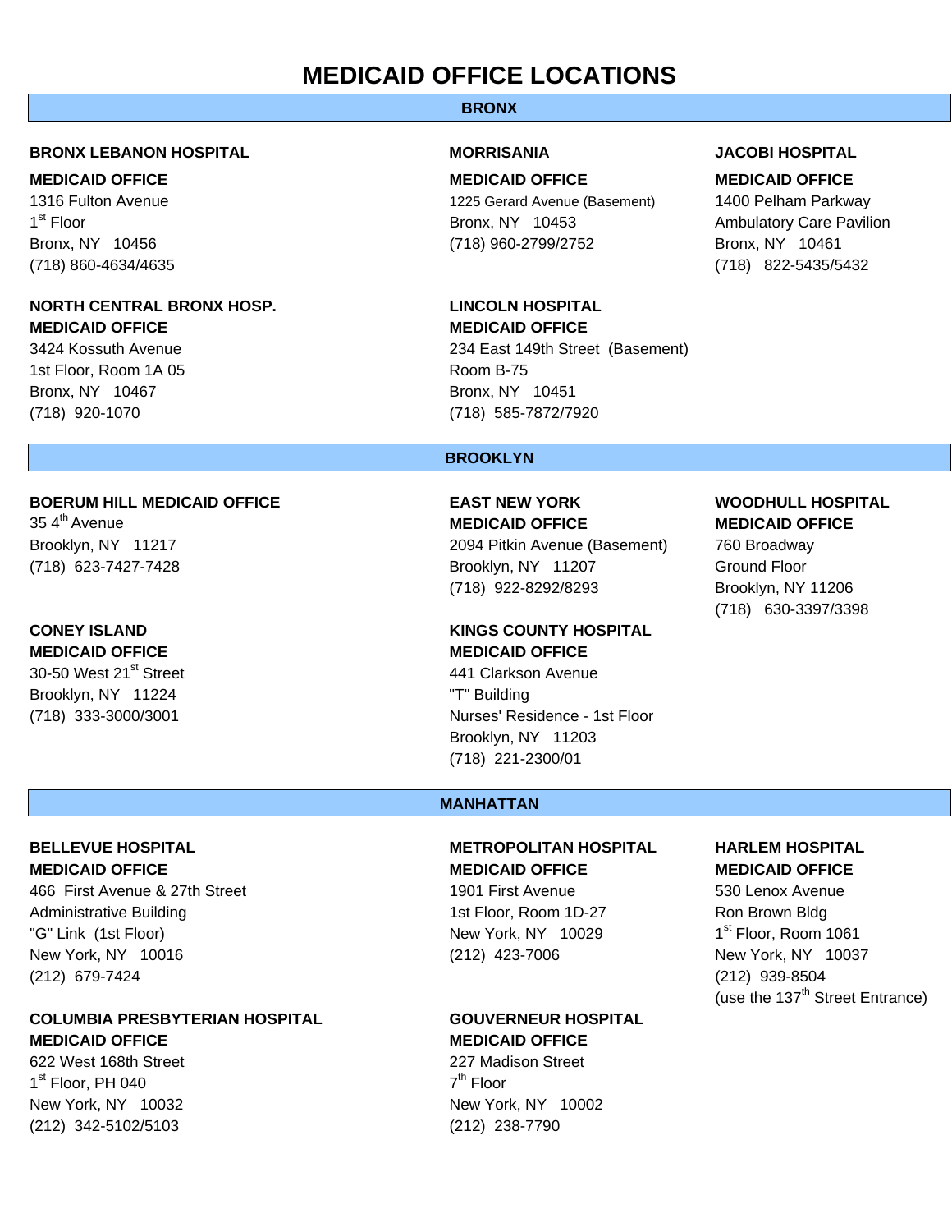# MEDICAID OFFICE LOCATIONS

## BRONX

**BRONX LEBANON HOSPITAL**
**MEDICAID OFFICE**
1316 Fulton Avenue
1st Floor
Bronx, NY 10456
(718) 860-4634/4635

**MORRISANIA**
**MEDICAID OFFICE**
1225 Gerard Avenue (Basement)
Bronx, NY 10453
(718) 960-2799/2752

**JACOBI HOSPITAL**
**MEDICAID OFFICE**
1400 Pelham Parkway
Ambulatory Care Pavilion
Bronx, NY 10461
(718) 822-5435/5432

**NORTH CENTRAL BRONX HOSP.**
**MEDICAID OFFICE**
3424 Kossuth Avenue
1st Floor, Room 1A 05
Bronx, NY 10467
(718) 920-1070

**LINCOLN HOSPITAL**
**MEDICAID OFFICE**
234 East 149th Street (Basement)
Room B-75
Bronx, NY 10451
(718) 585-7872/7920

## BROOKLYN

**BOERUM HILL MEDICAID OFFICE**
35 4th Avenue
Brooklyn, NY 11217
(718) 623-7427-7428

**EAST NEW YORK**
**MEDICAID OFFICE**
2094 Pitkin Avenue (Basement)
Brooklyn, NY 11207
(718) 922-8292/8293

**WOODHULL HOSPITAL**
**MEDICAID OFFICE**
760 Broadway
Ground Floor
Brooklyn, NY 11206
(718) 630-3397/3398

**CONEY ISLAND**
**MEDICAID OFFICE**
30-50 West 21st Street
Brooklyn, NY 11224
(718) 333-3000/3001

**KINGS COUNTY HOSPITAL**
**MEDICAID OFFICE**
441 Clarkson Avenue
"T" Building
Nurses' Residence - 1st Floor
Brooklyn, NY 11203
(718) 221-2300/01

## MANHATTAN

**BELLEVUE HOSPITAL**
**MEDICAID OFFICE**
466 First Avenue & 27th Street
Administrative Building
"G" Link (1st Floor)
New York, NY 10016
(212) 679-7424

**METROPOLITAN HOSPITAL**
**MEDICAID OFFICE**
1901 First Avenue
1st Floor, Room 1D-27
New York, NY 10029
(212) 423-7006

**HARLEM HOSPITAL**
**MEDICAID OFFICE**
530 Lenox Avenue
Ron Brown Bldg
1st Floor, Room 1061
New York, NY 10037
(212) 939-8504
(use the 137th Street Entrance)

**COLUMBIA PRESBYTERIAN HOSPITAL**
**MEDICAID OFFICE**
622 West 168th Street
1st Floor, PH 040
New York, NY 10032
(212) 342-5102/5103

**GOUVERNEUR HOSPITAL**
**MEDICAID OFFICE**
227 Madison Street
7th Floor
New York, NY 10002
(212) 238-7790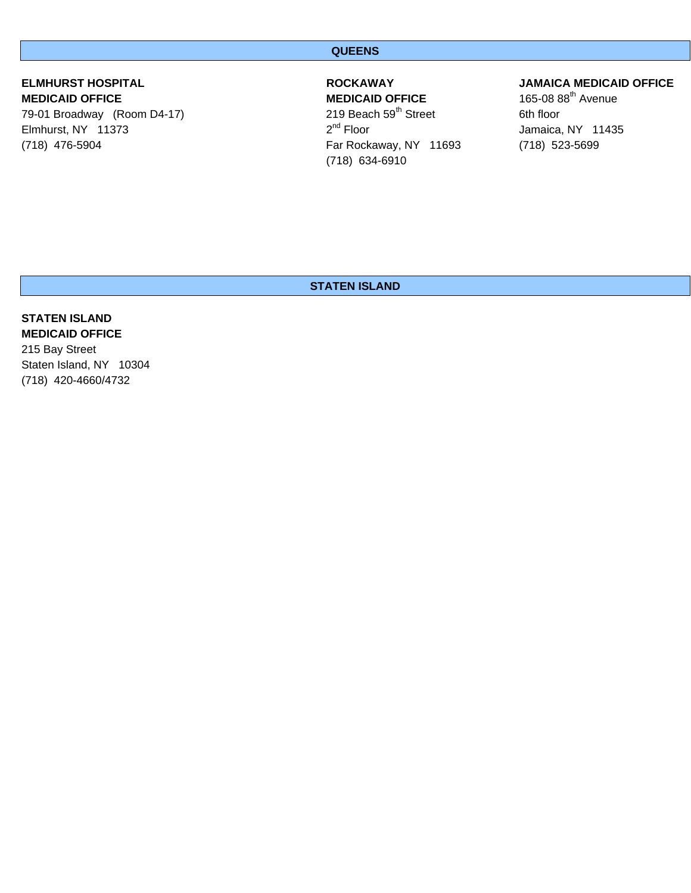## QUEENS

**ELMHURST HOSPITAL MEDICAID OFFICE**
79-01 Broadway (Room D4-17)
Elmhurst, NY 11373
(718) 476-5904

**ROCKAWAY MEDICAID OFFICE**
219 Beach 59th Street
2nd Floor
Far Rockaway, NY 11693
(718) 634-6910

**JAMAICA MEDICAID OFFICE**
165-08 88th Avenue
6th floor
Jamaica, NY 11435
(718) 523-5699

## STATEN ISLAND

**STATEN ISLAND MEDICAID OFFICE**
215 Bay Street
Staten Island, NY 10304
(718) 420-4660/4732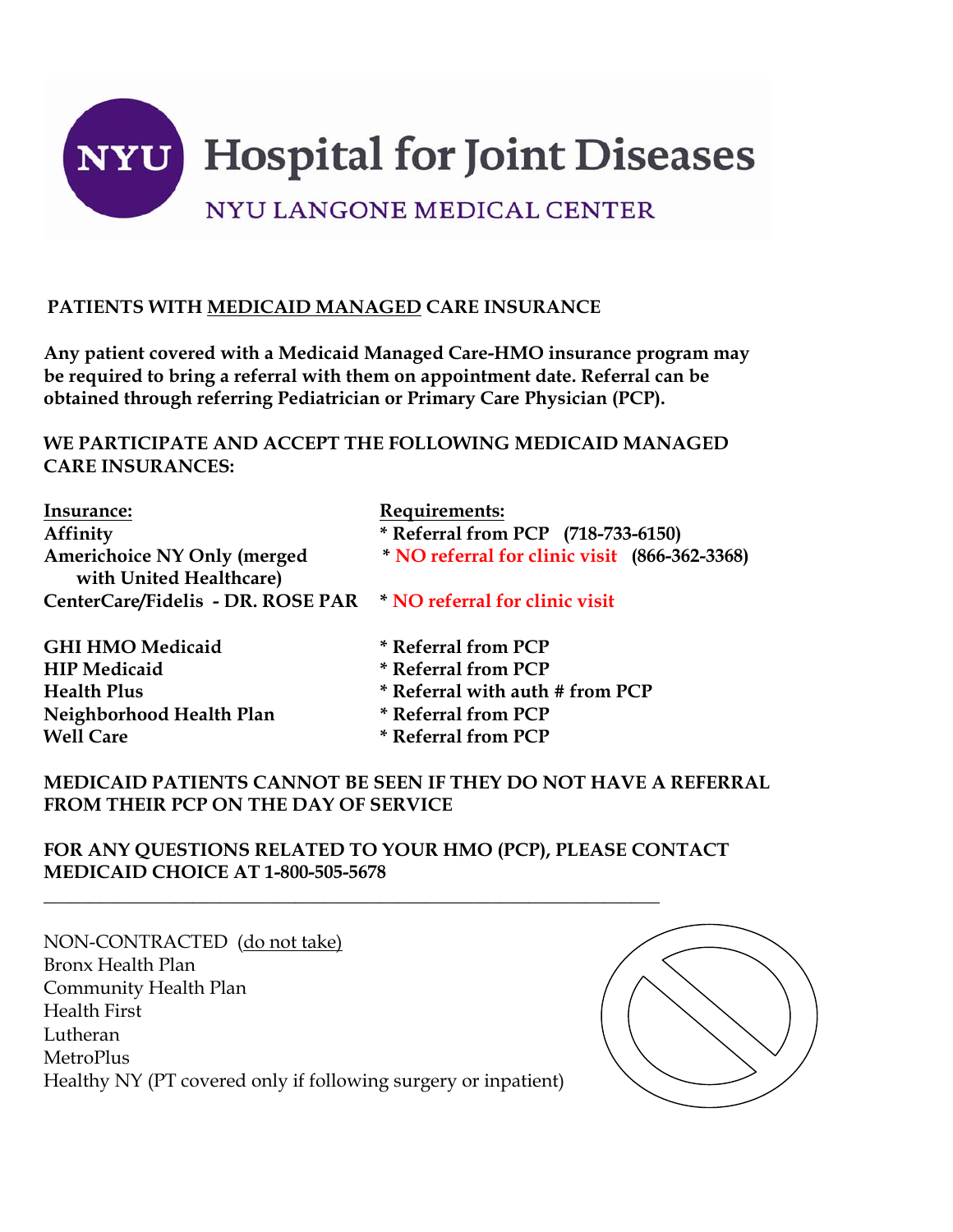# NYU Hospital for Joint Diseases

NYU LANGONE MEDICAL CENTER

**PATIENTS WITH MEDICAID MANAGED CARE INSURANCE**

**Any patient covered with a Medicaid Managed Care-HMO insurance program may be required to bring a referral with them on appointment date. Referral can be obtained through referring Pediatrician or Primary Care Physician (PCP).**

**WE PARTICIPATE AND ACCEPT THE FOLLOWING MEDICAID MANAGED CARE INSURANCES:**

| Insurance: | Requirements: |
| --- | --- |
| Affinity | * Referral from PCP (718-733-6150) |
| Americhoice NY Only (merged with United Healthcare) | * NO referral for clinic visit (866-362-3368) |
| CenterCare/Fidelis - DR. ROSE PAR | * NO referral for clinic visit |
| GHI HMO Medicaid | * Referral from PCP |
| HIP Medicaid | * Referral from PCP |
| Health Plus | * Referral with auth # from PCP |
| Neighborhood Health Plan | * Referral from PCP |
| Well Care | * Referral from PCP |

**MEDICAID PATIENTS CANNOT BE SEEN IF THEY DO NOT HAVE A REFERRAL FROM THEIR PCP ON THE DAY OF SERVICE**

**FOR ANY QUESTIONS RELATED TO YOUR HMO (PCP), PLEASE CONTACT MEDICAID CHOICE AT 1-800-505-5678**

---

NON-CONTRACTED (do not take)

Bronx Health Plan
Community Health Plan
Health First
Lutheran
MetroPlus
Healthy NY (PT covered only if following surgery or inpatient)